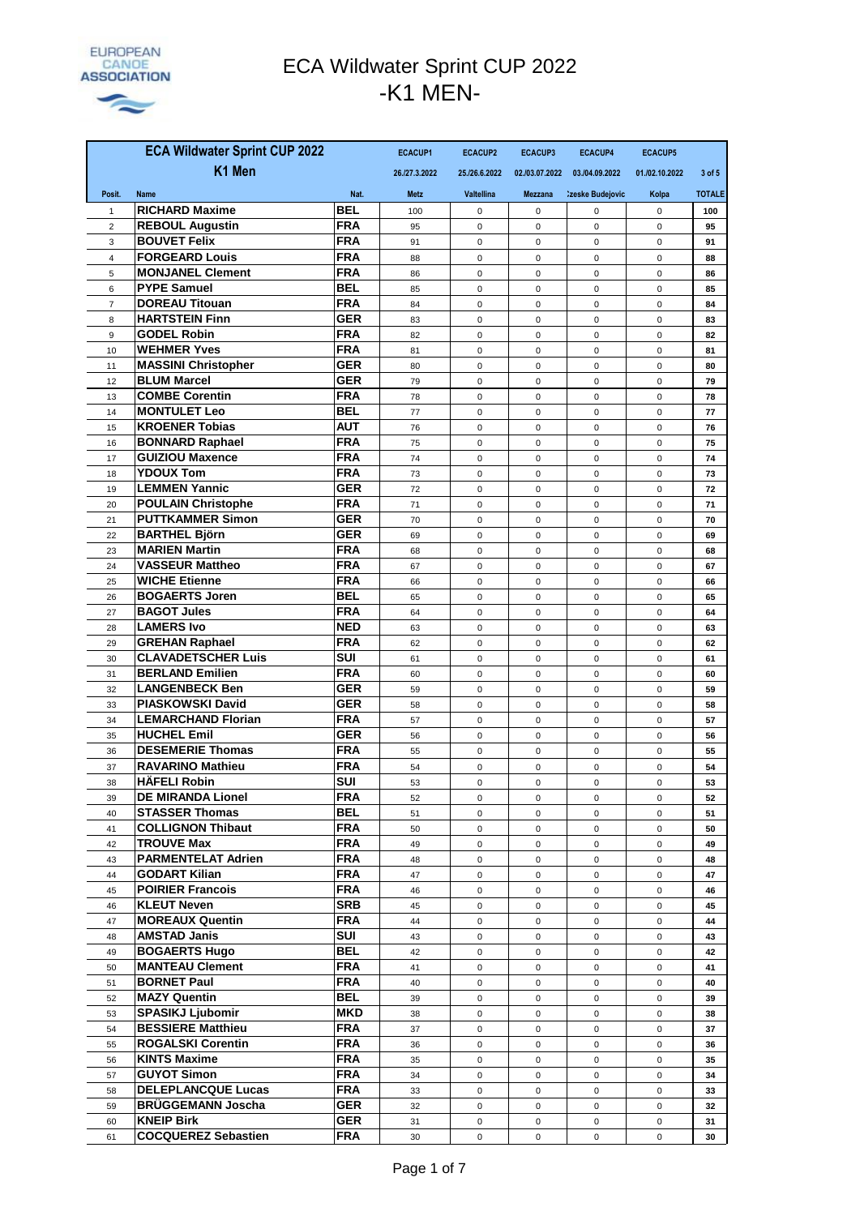# ECA Wildwater Sprint CUP 2022

## -K1 MEN-

| ECA Wildwater Sprint CUP 2022 | | | ECACUP1 | ECACUP2 | ECACUP3 | ECACUP4 | ECACUP5 | |
|---|---|---|---|---|---|---|---|---|
| K1 Men | | | 26./27.3.2022 | 25./26.6.2022 | 02./03.07.2022 | 03./04.09.2022 | 01./02.10.2022 | 3 of 5 |
| Posit. | Name | Nat. | Metz | Valtellina | Mezzana | :zeske Budejovic | Kolpa | TOTALE |
| 1 | RICHARD Maxime | BEL | 100 | 0 | 0 | 0 | 0 | 100 |
| 2 | REBOUL Augustin | FRA | 95 | 0 | 0 | 0 | 0 | 95 |
| 3 | BOUVET Felix | FRA | 91 | 0 | 0 | 0 | 0 | 91 |
| 4 | FORGEARD Louis | FRA | 88 | 0 | 0 | 0 | 0 | 88 |
| 5 | MONJANEL Clement | FRA | 86 | 0 | 0 | 0 | 0 | 86 |
| 6 | PYPE Samuel | BEL | 85 | 0 | 0 | 0 | 0 | 85 |
| 7 | DOREAU Titouan | FRA | 84 | 0 | 0 | 0 | 0 | 84 |
| 8 | HARTSTEIN Finn | GER | 83 | 0 | 0 | 0 | 0 | 83 |
| 9 | GODEL Robin | FRA | 82 | 0 | 0 | 0 | 0 | 82 |
| 10 | WEHMER Yves | FRA | 81 | 0 | 0 | 0 | 0 | 81 |
| 11 | MASSINI Christopher | GER | 80 | 0 | 0 | 0 | 0 | 80 |
| 12 | BLUM Marcel | GER | 79 | 0 | 0 | 0 | 0 | 79 |
| 13 | COMBE Corentin | FRA | 78 | 0 | 0 | 0 | 0 | 78 |
| 14 | MONTULET Leo | BEL | 77 | 0 | 0 | 0 | 0 | 77 |
| 15 | KROENER Tobias | AUT | 76 | 0 | 0 | 0 | 0 | 76 |
| 16 | BONNARD Raphael | FRA | 75 | 0 | 0 | 0 | 0 | 75 |
| 17 | GUIZIOU Maxence | FRA | 74 | 0 | 0 | 0 | 0 | 74 |
| 18 | YDOUX Tom | FRA | 73 | 0 | 0 | 0 | 0 | 73 |
| 19 | LEMMEN Yannic | GER | 72 | 0 | 0 | 0 | 0 | 72 |
| 20 | POULAIN Christophe | FRA | 71 | 0 | 0 | 0 | 0 | 71 |
| 21 | PUTTKAMMER Simon | GER | 70 | 0 | 0 | 0 | 0 | 70 |
| 22 | BARTHEL Björn | GER | 69 | 0 | 0 | 0 | 0 | 69 |
| 23 | MARIEN Martin | FRA | 68 | 0 | 0 | 0 | 0 | 68 |
| 24 | VASSEUR Mattheo | FRA | 67 | 0 | 0 | 0 | 0 | 67 |
| 25 | WICHE Etienne | FRA | 66 | 0 | 0 | 0 | 0 | 66 |
| 26 | BOGAERTS Joren | BEL | 65 | 0 | 0 | 0 | 0 | 65 |
| 27 | BAGOT Jules | FRA | 64 | 0 | 0 | 0 | 0 | 64 |
| 28 | LAMERS Ivo | NED | 63 | 0 | 0 | 0 | 0 | 63 |
| 29 | GREHAN Raphael | FRA | 62 | 0 | 0 | 0 | 0 | 62 |
| 30 | CLAVADETSCHER Luis | SUI | 61 | 0 | 0 | 0 | 0 | 61 |
| 31 | BERLAND Emilien | FRA | 60 | 0 | 0 | 0 | 0 | 60 |
| 32 | LANGENBECK Ben | GER | 59 | 0 | 0 | 0 | 0 | 59 |
| 33 | PIASKOWSKI David | GER | 58 | 0 | 0 | 0 | 0 | 58 |
| 34 | LEMARCHAND Florian | FRA | 57 | 0 | 0 | 0 | 0 | 57 |
| 35 | HUCHEL Emil | GER | 56 | 0 | 0 | 0 | 0 | 56 |
| 36 | DESEMERIE Thomas | FRA | 55 | 0 | 0 | 0 | 0 | 55 |
| 37 | RAVARINO Mathieu | FRA | 54 | 0 | 0 | 0 | 0 | 54 |
| 38 | HÄFELI Robin | SUI | 53 | 0 | 0 | 0 | 0 | 53 |
| 39 | DE MIRANDA Lionel | FRA | 52 | 0 | 0 | 0 | 0 | 52 |
| 40 | STASSER Thomas | BEL | 51 | 0 | 0 | 0 | 0 | 51 |
| 41 | COLLIGNON Thibaut | FRA | 50 | 0 | 0 | 0 | 0 | 50 |
| 42 | TROUVE Max | FRA | 49 | 0 | 0 | 0 | 0 | 49 |
| 43 | PARMENTELAT Adrien | FRA | 48 | 0 | 0 | 0 | 0 | 48 |
| 44 | GODART Kilian | FRA | 47 | 0 | 0 | 0 | 0 | 47 |
| 45 | POIRIER Francois | FRA | 46 | 0 | 0 | 0 | 0 | 46 |
| 46 | KLEUT Neven | SRB | 45 | 0 | 0 | 0 | 0 | 45 |
| 47 | MOREAUX Quentin | FRA | 44 | 0 | 0 | 0 | 0 | 44 |
| 48 | AMSTAD Janis | SUI | 43 | 0 | 0 | 0 | 0 | 43 |
| 49 | BOGAERTS Hugo | BEL | 42 | 0 | 0 | 0 | 0 | 42 |
| 50 | MANTEAU Clement | FRA | 41 | 0 | 0 | 0 | 0 | 41 |
| 51 | BORNET Paul | FRA | 40 | 0 | 0 | 0 | 0 | 40 |
| 52 | MAZY Quentin | BEL | 39 | 0 | 0 | 0 | 0 | 39 |
| 53 | SPASIKJ Ljubomir | MKD | 38 | 0 | 0 | 0 | 0 | 38 |
| 54 | BESSIERE Matthieu | FRA | 37 | 0 | 0 | 0 | 0 | 37 |
| 55 | ROGALSKI Corentin | FRA | 36 | 0 | 0 | 0 | 0 | 36 |
| 56 | KINTS Maxime | FRA | 35 | 0 | 0 | 0 | 0 | 35 |
| 57 | GUYOT Simon | FRA | 34 | 0 | 0 | 0 | 0 | 34 |
| 58 | DELEPLANCQUE Lucas | FRA | 33 | 0 | 0 | 0 | 0 | 33 |
| 59 | BRÜGGEMANN Joscha | GER | 32 | 0 | 0 | 0 | 0 | 32 |
| 60 | KNEIP Birk | GER | 31 | 0 | 0 | 0 | 0 | 31 |
| 61 | COCQUEREZ Sebastien | FRA | 30 | 0 | 0 | 0 | 0 | 30 |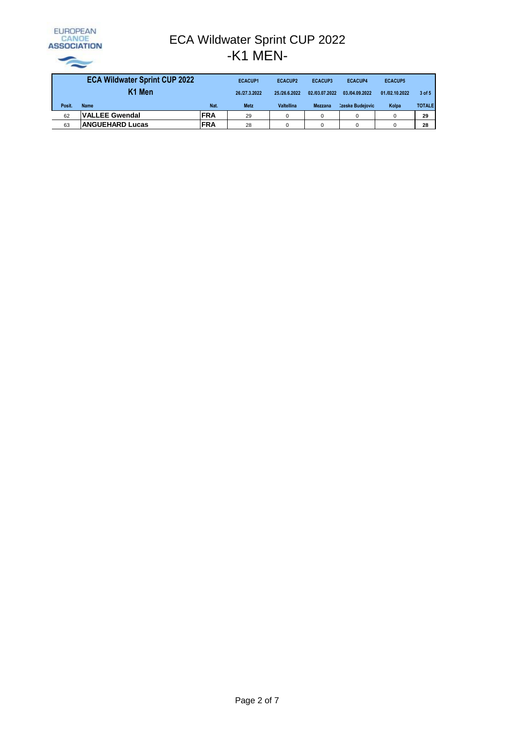# ECA Wildwater Sprint CUP 2022
## -K1 MEN-

| ECA Wildwater Sprint CUP 2022 K1 Men | | | ECACUP1 | ECACUP2 | ECACUP3 | ECACUP4 | ECACUP5 | |
|---|---|---|---|---|---|---|---|---|
| | | | 26./27.3.2022 | 25./26.6.2022 | 02./03.07.2022 | 03./04.09.2022 | 01./02.10.2022 | 3 of 5 |
| Posit. | Name | Nat. | Metz | Valtellina | Mezzana | :zeske Budejovic | Kolpa | TOTALE |
| 62 | VALLEE Gwendal | FRA | 29 | 0 | 0 | 0 | 0 | 29 |
| 63 | ANGUEHARD Lucas | FRA | 28 | 0 | 0 | 0 | 0 | 28 |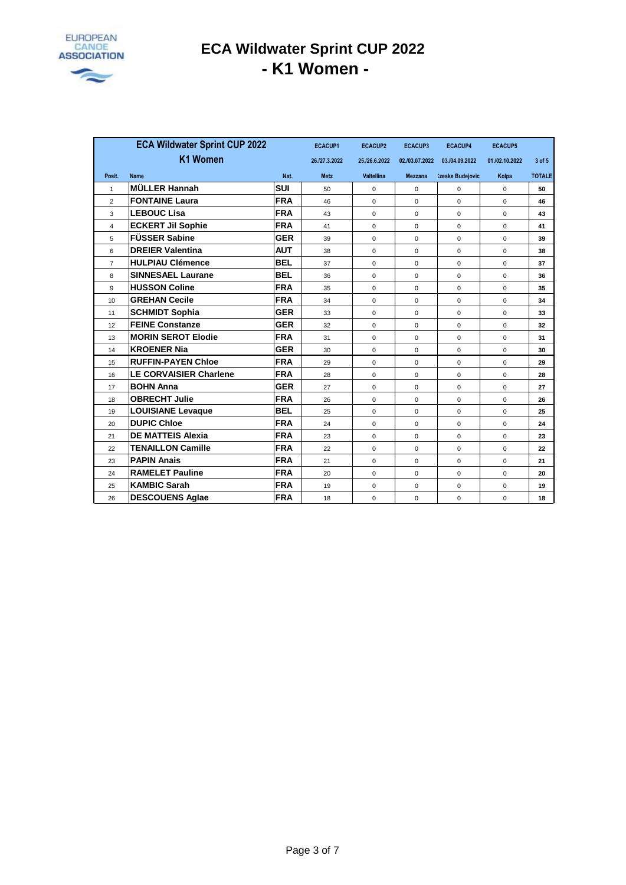# ECA Wildwater Sprint CUP 2022

## - K1 Women -

| ECA Wildwater Sprint CUP 2022 K1 Women | | | ECACUP1 26./27.3.2022 | ECACUP2 25./26.6.2022 | ECACUP3 02./03.07.2022 | ECACUP4 03./04.09.2022 | ECACUP5 01./02.10.2022 | 3 of 5 |
|---|---|---|---|---|---|---|---|---|
| Posit. | Name | Nat. | Metz | Valtellina | Mezzana | ;zeske Budejovic | Kolpa | TOTALE |
| 1 | MÜLLER Hannah | SUI | 50 | 0 | 0 | 0 | 0 | 50 |
| 2 | FONTAINE Laura | FRA | 46 | 0 | 0 | 0 | 0 | 46 |
| 3 | LEBOUC Lisa | FRA | 43 | 0 | 0 | 0 | 0 | 43 |
| 4 | ECKERT Jil Sophie | FRA | 41 | 0 | 0 | 0 | 0 | 41 |
| 5 | FÜSSER Sabine | GER | 39 | 0 | 0 | 0 | 0 | 39 |
| 6 | DREIER Valentina | AUT | 38 | 0 | 0 | 0 | 0 | 38 |
| 7 | HULPIAU Clémence | BEL | 37 | 0 | 0 | 0 | 0 | 37 |
| 8 | SINNESAEL Laurane | BEL | 36 | 0 | 0 | 0 | 0 | 36 |
| 9 | HUSSON Coline | FRA | 35 | 0 | 0 | 0 | 0 | 35 |
| 10 | GREHAN Cecile | FRA | 34 | 0 | 0 | 0 | 0 | 34 |
| 11 | SCHMIDT Sophia | GER | 33 | 0 | 0 | 0 | 0 | 33 |
| 12 | FEINE Constanze | GER | 32 | 0 | 0 | 0 | 0 | 32 |
| 13 | MORIN SEROT Elodie | FRA | 31 | 0 | 0 | 0 | 0 | 31 |
| 14 | KROENER Nia | GER | 30 | 0 | 0 | 0 | 0 | 30 |
| 15 | RUFFIN-PAYEN Chloe | FRA | 29 | 0 | 0 | 0 | 0 | 29 |
| 16 | LE CORVAISIER Charlene | FRA | 28 | 0 | 0 | 0 | 0 | 28 |
| 17 | BOHN Anna | GER | 27 | 0 | 0 | 0 | 0 | 27 |
| 18 | OBRECHT Julie | FRA | 26 | 0 | 0 | 0 | 0 | 26 |
| 19 | LOUISIANE Levaque | BEL | 25 | 0 | 0 | 0 | 0 | 25 |
| 20 | DUPIC Chloe | FRA | 24 | 0 | 0 | 0 | 0 | 24 |
| 21 | DE MATTEIS Alexia | FRA | 23 | 0 | 0 | 0 | 0 | 23 |
| 22 | TENAILLON Camille | FRA | 22 | 0 | 0 | 0 | 0 | 22 |
| 23 | PAPIN Anais | FRA | 21 | 0 | 0 | 0 | 0 | 21 |
| 24 | RAMELET Pauline | FRA | 20 | 0 | 0 | 0 | 0 | 20 |
| 25 | KAMBIC Sarah | FRA | 19 | 0 | 0 | 0 | 0 | 19 |
| 26 | DESCOUENS Aglae | FRA | 18 | 0 | 0 | 0 | 0 | 18 |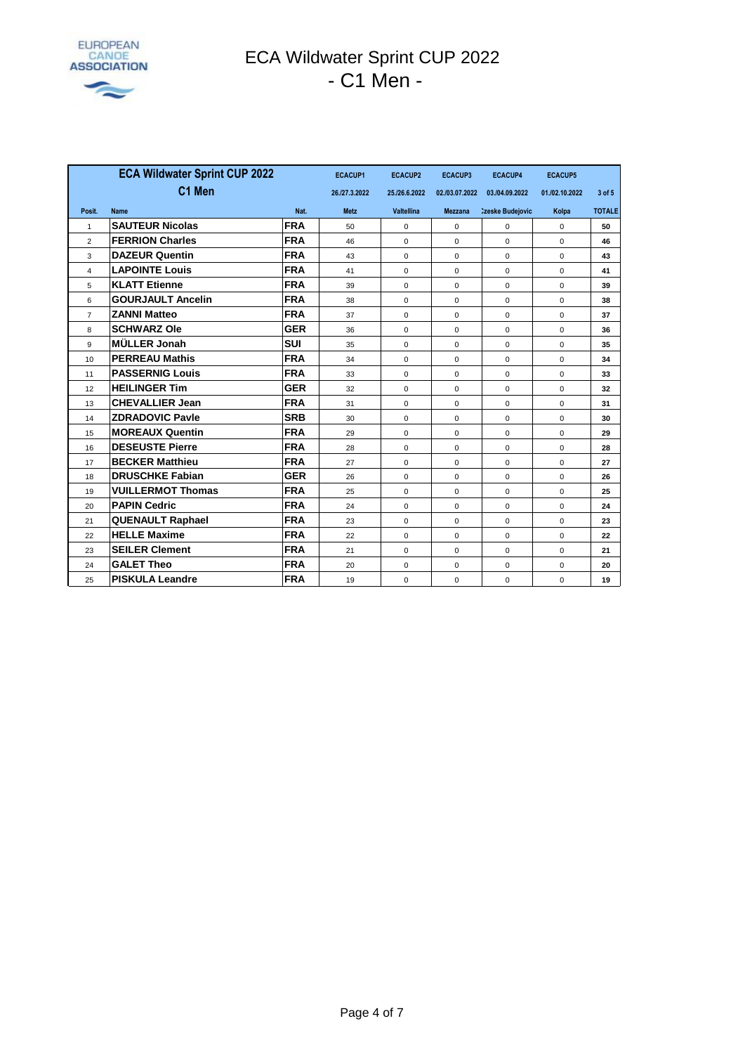# ECA Wildwater Sprint CUP 2022
# - C1 Men -

| ECA Wildwater Sprint CUP 2022 C1 Men | | | ECACUP1 26./27.3.2022 | ECACUP2 25./26.6.2022 | ECACUP3 02./03.07.2022 | ECACUP4 03./04.09.2022 | ECACUP5 01./02.10.2022 | 3 of 5 |
|---|---|---|---|---|---|---|---|---|
| Posit. | Name | Nat. | Metz | Valtellina | Mezzana | :zeske Budejovic | Kolpa | TOTALE |
| 1 | SAUTEUR Nicolas | FRA | 50 | 0 | 0 | 0 | 0 | 50 |
| 2 | FERRION Charles | FRA | 46 | 0 | 0 | 0 | 0 | 46 |
| 3 | DAZEUR Quentin | FRA | 43 | 0 | 0 | 0 | 0 | 43 |
| 4 | LAPOINTE Louis | FRA | 41 | 0 | 0 | 0 | 0 | 41 |
| 5 | KLATT Etienne | FRA | 39 | 0 | 0 | 0 | 0 | 39 |
| 6 | GOURJAULT Ancelin | FRA | 38 | 0 | 0 | 0 | 0 | 38 |
| 7 | ZANNI Matteo | FRA | 37 | 0 | 0 | 0 | 0 | 37 |
| 8 | SCHWARZ Ole | GER | 36 | 0 | 0 | 0 | 0 | 36 |
| 9 | MÜLLER Jonah | SUI | 35 | 0 | 0 | 0 | 0 | 35 |
| 10 | PERREAU Mathis | FRA | 34 | 0 | 0 | 0 | 0 | 34 |
| 11 | PASSERNIG Louis | FRA | 33 | 0 | 0 | 0 | 0 | 33 |
| 12 | HEILINGER Tim | GER | 32 | 0 | 0 | 0 | 0 | 32 |
| 13 | CHEVALLIER Jean | FRA | 31 | 0 | 0 | 0 | 0 | 31 |
| 14 | ZDRADOVIC Pavle | SRB | 30 | 0 | 0 | 0 | 0 | 30 |
| 15 | MOREAUX Quentin | FRA | 29 | 0 | 0 | 0 | 0 | 29 |
| 16 | DESEUSTE Pierre | FRA | 28 | 0 | 0 | 0 | 0 | 28 |
| 17 | BECKER Matthieu | FRA | 27 | 0 | 0 | 0 | 0 | 27 |
| 18 | DRUSCHKE Fabian | GER | 26 | 0 | 0 | 0 | 0 | 26 |
| 19 | VUILLERMOT Thomas | FRA | 25 | 0 | 0 | 0 | 0 | 25 |
| 20 | PAPIN Cedric | FRA | 24 | 0 | 0 | 0 | 0 | 24 |
| 21 | QUENAULT Raphael | FRA | 23 | 0 | 0 | 0 | 0 | 23 |
| 22 | HELLE Maxime | FRA | 22 | 0 | 0 | 0 | 0 | 22 |
| 23 | SEILER Clement | FRA | 21 | 0 | 0 | 0 | 0 | 21 |
| 24 | GALET Theo | FRA | 20 | 0 | 0 | 0 | 0 | 20 |
| 25 | PISKULA Leandre | FRA | 19 | 0 | 0 | 0 | 0 | 19 |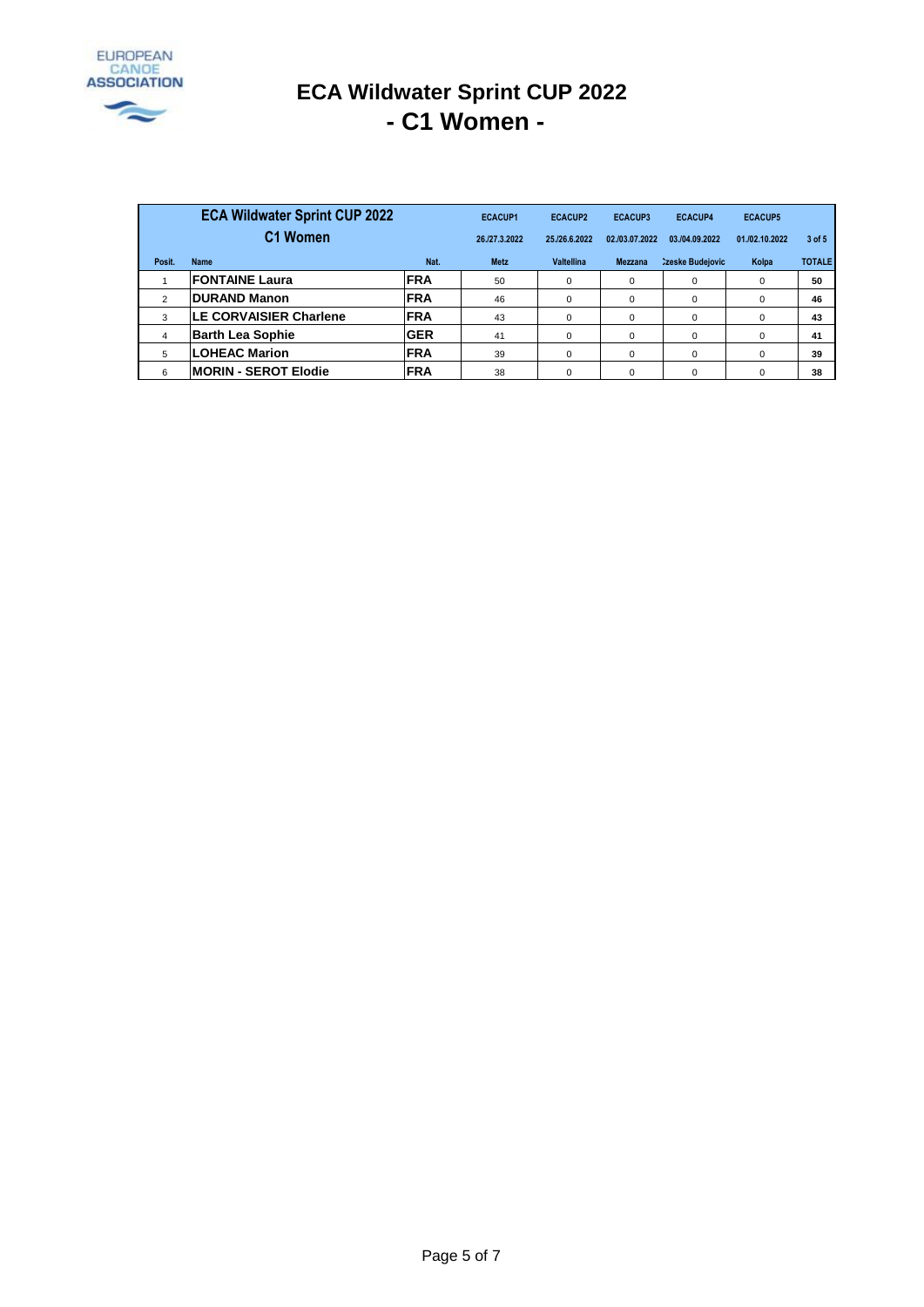EUROPEAN CANOE ASSOCIATION

# ECA Wildwater Sprint CUP 2022
# - C1 Women -

| ECA Wildwater Sprint CUP 2022 C1 Women | | | ECACUP1 26./27.3.2022 | ECACUP2 25./26.6.2022 | ECACUP3 02./03.07.2022 | ECACUP4 03./04.09.2022 | ECACUP5 01./02.10.2022 | 3 of 5 |
|---|---|---|---|---|---|---|---|---|
| Posit. | Name | Nat. | Metz | Valtellina | Mezzana | Czeske Budejovic | Kolpa | TOTALE |
| 1 | **FONTAINE Laura** | **FRA** | 50 | 0 | 0 | 0 | 0 | **50** |
| 2 | **DURAND Manon** | **FRA** | 46 | 0 | 0 | 0 | 0 | **46** |
| 3 | **LE CORVAISIER Charlene** | **FRA** | 43 | 0 | 0 | 0 | 0 | **43** |
| 4 | **Barth Lea Sophie** | **GER** | 41 | 0 | 0 | 0 | 0 | **41** |
| 5 | **LOHEAC Marion** | **FRA** | 39 | 0 | 0 | 0 | 0 | **39** |
| 6 | **MORIN - SEROT Elodie** | **FRA** | 38 | 0 | 0 | 0 | 0 | **38** |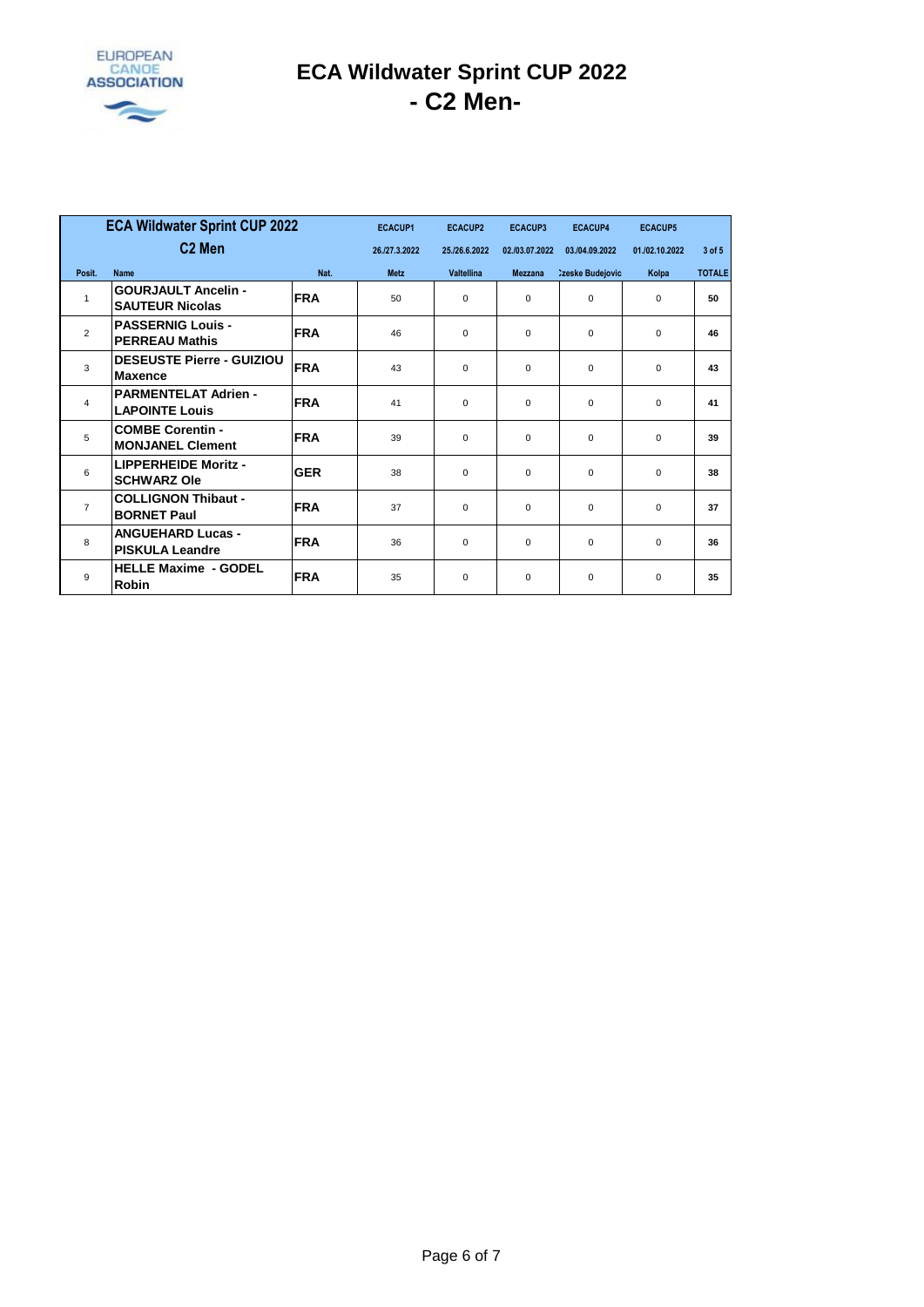# ECA Wildwater Sprint CUP 2022
# - C2 Men-

| ECA Wildwater Sprint CUP 2022 C2 Men | | | ECACUP1 | ECACUP2 | ECACUP3 | ECACUP4 | ECACUP5 | |
|---|---|---|---|---|---|---|---|---|
| | | | 26./27.3.2022 | 25./26.6.2022 | 02./03.07.2022 | 03./04.09.2022 | 01./02.10.2022 | 3 of 5 |
| Posit. | Name | Nat. | Metz | Valtellina | Mezzana | Ceske Budejovic | Kolpa | TOTALE |
| 1 | GOURJAULT Ancelin - SAUTEUR Nicolas | FRA | 50 | 0 | 0 | 0 | 0 | 50 |
| 2 | PASSERNIG Louis - PERREAU Mathis | FRA | 46 | 0 | 0 | 0 | 0 | 46 |
| 3 | DESEUSTE Pierre - GUIZIOU Maxence | FRA | 43 | 0 | 0 | 0 | 0 | 43 |
| 4 | PARMENTELAT Adrien - LAPOINTE Louis | FRA | 41 | 0 | 0 | 0 | 0 | 41 |
| 5 | COMBE Corentin - MONJANEL Clement | FRA | 39 | 0 | 0 | 0 | 0 | 39 |
| 6 | LIPPERHEIDE Moritz - SCHWARZ Ole | GER | 38 | 0 | 0 | 0 | 0 | 38 |
| 7 | COLLIGNON Thibaut - BORNET Paul | FRA | 37 | 0 | 0 | 0 | 0 | 37 |
| 8 | ANGUEHARD Lucas - PISKULA Leandre | FRA | 36 | 0 | 0 | 0 | 0 | 36 |
| 9 | HELLE Maxime - GODEL Robin | FRA | 35 | 0 | 0 | 0 | 0 | 35 |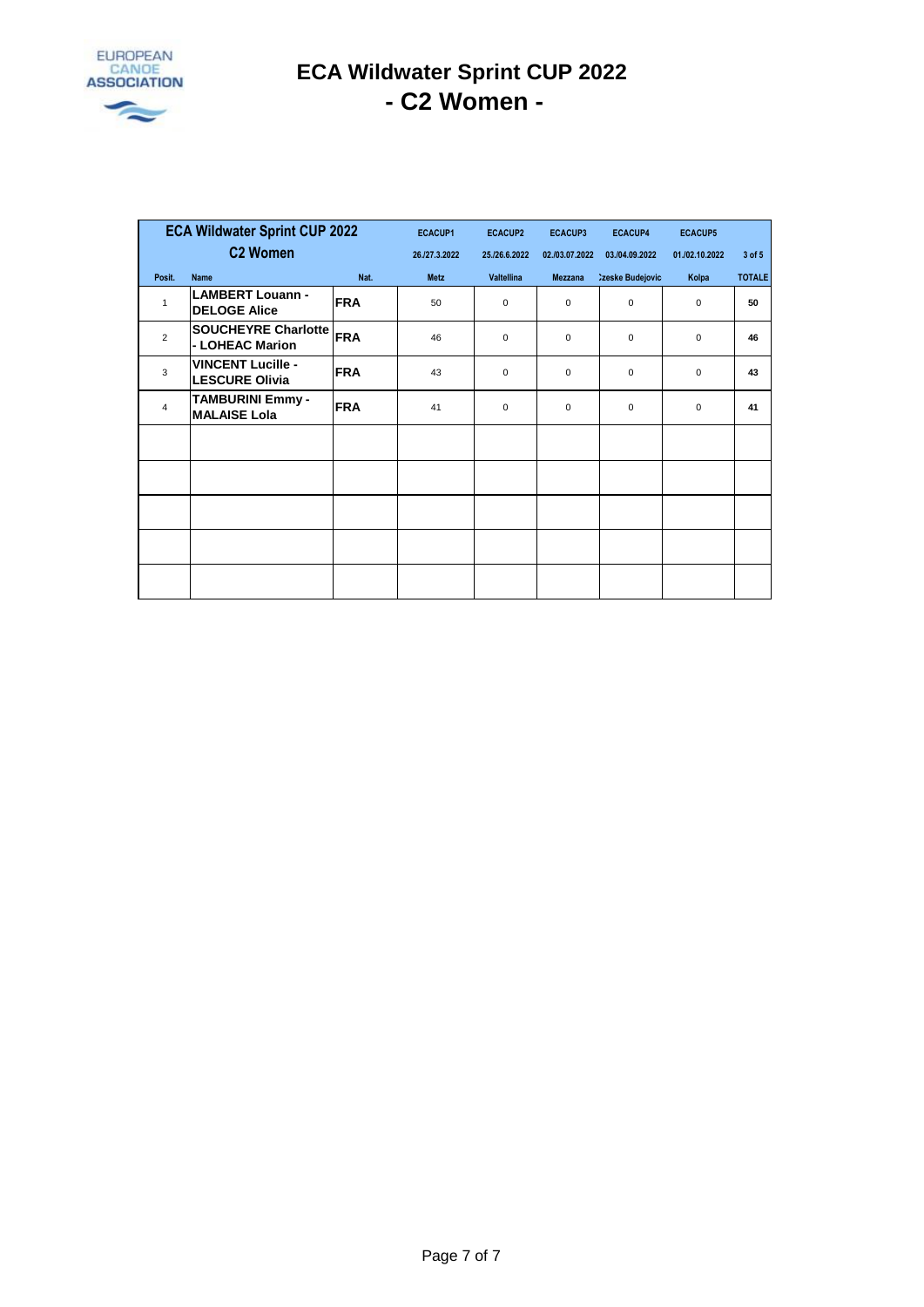# ECA Wildwater Sprint CUP 2022
## - C2 Women -

| ECA Wildwater Sprint CUP 2022 C2 Women | | | ECACUP1 | ECACUP2 | ECACUP3 | ECACUP4 | ECACUP5 | |
|---|---|---|---|---|---|---|---|---|
| | | | 26./27.3.2022 | 25./26.6.2022 | 02./03.07.2022 | 03./04.09.2022 | 01./02.10.2022 | 3 of 5 |
| Posit. | Name | Nat. | Metz | Valtellina | Mezzana | Czeske Budejovic | Kolpa | TOTALE |
| 1 | LAMBERT Louann - DELOGE Alice | FRA | 50 | 0 | 0 | 0 | 0 | 50 |
| 2 | SOUCHEYRE Charlotte - LOHEAC Marion | FRA | 46 | 0 | 0 | 0 | 0 | 46 |
| 3 | VINCENT Lucille - LESCURE Olivia | FRA | 43 | 0 | 0 | 0 | 0 | 43 |
| 4 | TAMBURINI Emmy - MALAISE Lola | FRA | 41 | 0 | 0 | 0 | 0 | 41 |
| | | | | | | | | |
| | | | | | | | | |
| | | | | | | | | |
| | | | | | | | | |
| | | | | | | | | |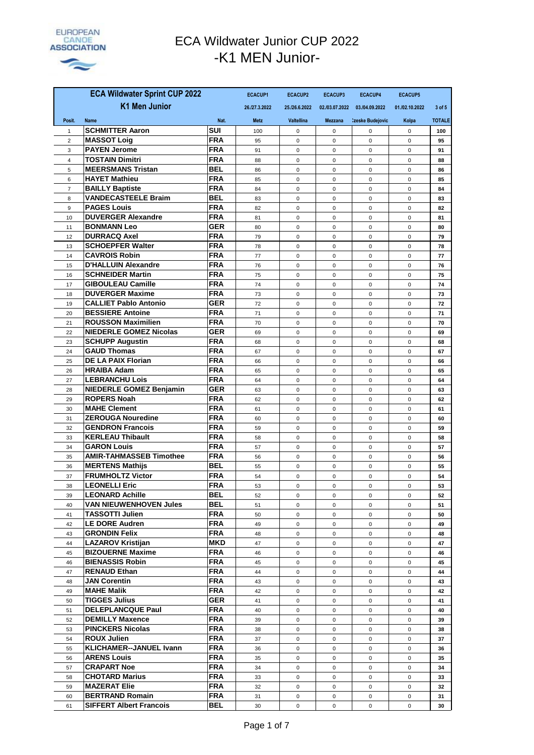# ECA Wildwater Junior CUP 2022

## -K1 MEN Junior-

| ECA Wildwater Sprint CUP 2022 | | | ECACUP1 | ECACUP2 | ECACUP3 | ECACUP4 | ECACUP5 | |
|---|---|---|---|---|---|---|---|---|
| K1 Men Junior | | | 26./27.3.2022 | 25./26.6.2022 | 02./03.07.2022 | 03./04.09.2022 | 01./02.10.2022 | 3 of 5 |
| Posit. | Name | Nat. | Metz | Valtellina | Mezzana | :zeske Budejovic | Kolpa | TOTALE |
| 1 | SCHMITTER Aaron | SUI | 100 | 0 | 0 | 0 | 0 | 100 |
| 2 | MASSOT Loig | FRA | 95 | 0 | 0 | 0 | 0 | 95 |
| 3 | PAYEN Jerome | FRA | 91 | 0 | 0 | 0 | 0 | 91 |
| 4 | TOSTAIN Dimitri | FRA | 88 | 0 | 0 | 0 | 0 | 88 |
| 5 | MEERSMANS Tristan | BEL | 86 | 0 | 0 | 0 | 0 | 86 |
| 6 | HAYET Mathieu | FRA | 85 | 0 | 0 | 0 | 0 | 85 |
| 7 | BAILLY Baptiste | FRA | 84 | 0 | 0 | 0 | 0 | 84 |
| 8 | VANDECASTEELE Braim | BEL | 83 | 0 | 0 | 0 | 0 | 83 |
| 9 | PAGES Louis | FRA | 82 | 0 | 0 | 0 | 0 | 82 |
| 10 | DUVERGER Alexandre | FRA | 81 | 0 | 0 | 0 | 0 | 81 |
| 11 | BONMANN Leo | GER | 80 | 0 | 0 | 0 | 0 | 80 |
| 12 | DURRACQ Axel | FRA | 79 | 0 | 0 | 0 | 0 | 79 |
| 13 | SCHOEPFER Walter | FRA | 78 | 0 | 0 | 0 | 0 | 78 |
| 14 | CAVROIS Robin | FRA | 77 | 0 | 0 | 0 | 0 | 77 |
| 15 | D'HALLUIN Alexandre | FRA | 76 | 0 | 0 | 0 | 0 | 76 |
| 16 | SCHNEIDER Martin | FRA | 75 | 0 | 0 | 0 | 0 | 75 |
| 17 | GIBOULEAU Camille | FRA | 74 | 0 | 0 | 0 | 0 | 74 |
| 18 | DUVERGER Maxime | FRA | 73 | 0 | 0 | 0 | 0 | 73 |
| 19 | CALLIET Pablo Antonio | GER | 72 | 0 | 0 | 0 | 0 | 72 |
| 20 | BESSIERE Antoine | FRA | 71 | 0 | 0 | 0 | 0 | 71 |
| 21 | ROUSSON Maximilien | FRA | 70 | 0 | 0 | 0 | 0 | 70 |
| 22 | NIEDERLE GOMEZ Nicolas | GER | 69 | 0 | 0 | 0 | 0 | 69 |
| 23 | SCHUPP Augustin | FRA | 68 | 0 | 0 | 0 | 0 | 68 |
| 24 | GAUD Thomas | FRA | 67 | 0 | 0 | 0 | 0 | 67 |
| 25 | DE LA PAIX Florian | FRA | 66 | 0 | 0 | 0 | 0 | 66 |
| 26 | HRAIBA Adam | FRA | 65 | 0 | 0 | 0 | 0 | 65 |
| 27 | LEBRANCHU Lois | FRA | 64 | 0 | 0 | 0 | 0 | 64 |
| 28 | NIEDERLE GOMEZ Benjamin | GER | 63 | 0 | 0 | 0 | 0 | 63 |
| 29 | ROPERS Noah | FRA | 62 | 0 | 0 | 0 | 0 | 62 |
| 30 | MAHE Clement | FRA | 61 | 0 | 0 | 0 | 0 | 61 |
| 31 | ZEROUGA Nouredine | FRA | 60 | 0 | 0 | 0 | 0 | 60 |
| 32 | GENDRON Francois | FRA | 59 | 0 | 0 | 0 | 0 | 59 |
| 33 | KERLEAU Thibault | FRA | 58 | 0 | 0 | 0 | 0 | 58 |
| 34 | GARON Louis | FRA | 57 | 0 | 0 | 0 | 0 | 57 |
| 35 | AMIR-TAHMASSEB Timothee | FRA | 56 | 0 | 0 | 0 | 0 | 56 |
| 36 | MERTENS Mathijs | BEL | 55 | 0 | 0 | 0 | 0 | 55 |
| 37 | FRUMHOLTZ Victor | FRA | 54 | 0 | 0 | 0 | 0 | 54 |
| 38 | LEONELLI Eric | FRA | 53 | 0 | 0 | 0 | 0 | 53 |
| 39 | LEONARD Achille | BEL | 52 | 0 | 0 | 0 | 0 | 52 |
| 40 | VAN NIEUWENHOVEN Jules | BEL | 51 | 0 | 0 | 0 | 0 | 51 |
| 41 | TASSOTTI Julien | FRA | 50 | 0 | 0 | 0 | 0 | 50 |
| 42 | LE DORE Audren | FRA | 49 | 0 | 0 | 0 | 0 | 49 |
| 43 | GRONDIN Felix | FRA | 48 | 0 | 0 | 0 | 0 | 48 |
| 44 | LAZAROV Kristijan | MKD | 47 | 0 | 0 | 0 | 0 | 47 |
| 45 | BIZOUERNE Maxime | FRA | 46 | 0 | 0 | 0 | 0 | 46 |
| 46 | BIENASSIS Robin | FRA | 45 | 0 | 0 | 0 | 0 | 45 |
| 47 | RENAUD Ethan | FRA | 44 | 0 | 0 | 0 | 0 | 44 |
| 48 | JAN Corentin | FRA | 43 | 0 | 0 | 0 | 0 | 43 |
| 49 | MAHE Malik | FRA | 42 | 0 | 0 | 0 | 0 | 42 |
| 50 | TIGGES Julius | GER | 41 | 0 | 0 | 0 | 0 | 41 |
| 51 | DELEPLANCQUE Paul | FRA | 40 | 0 | 0 | 0 | 0 | 40 |
| 52 | DEMILLY Maxence | FRA | 39 | 0 | 0 | 0 | 0 | 39 |
| 53 | PINCKERS Nicolas | FRA | 38 | 0 | 0 | 0 | 0 | 38 |
| 54 | ROUX Julien | FRA | 37 | 0 | 0 | 0 | 0 | 37 |
| 55 | KLICHAMER--JANUEL Ivann | FRA | 36 | 0 | 0 | 0 | 0 | 36 |
| 56 | ARENS Louis | FRA | 35 | 0 | 0 | 0 | 0 | 35 |
| 57 | CRAPART Noe | FRA | 34 | 0 | 0 | 0 | 0 | 34 |
| 58 | CHOTARD Marius | FRA | 33 | 0 | 0 | 0 | 0 | 33 |
| 59 | MAZERAT Elie | FRA | 32 | 0 | 0 | 0 | 0 | 32 |
| 60 | BERTRAND Romain | FRA | 31 | 0 | 0 | 0 | 0 | 31 |
| 61 | SIFFERT Albert Francois | BEL | 30 | 0 | 0 | 0 | 0 | 30 |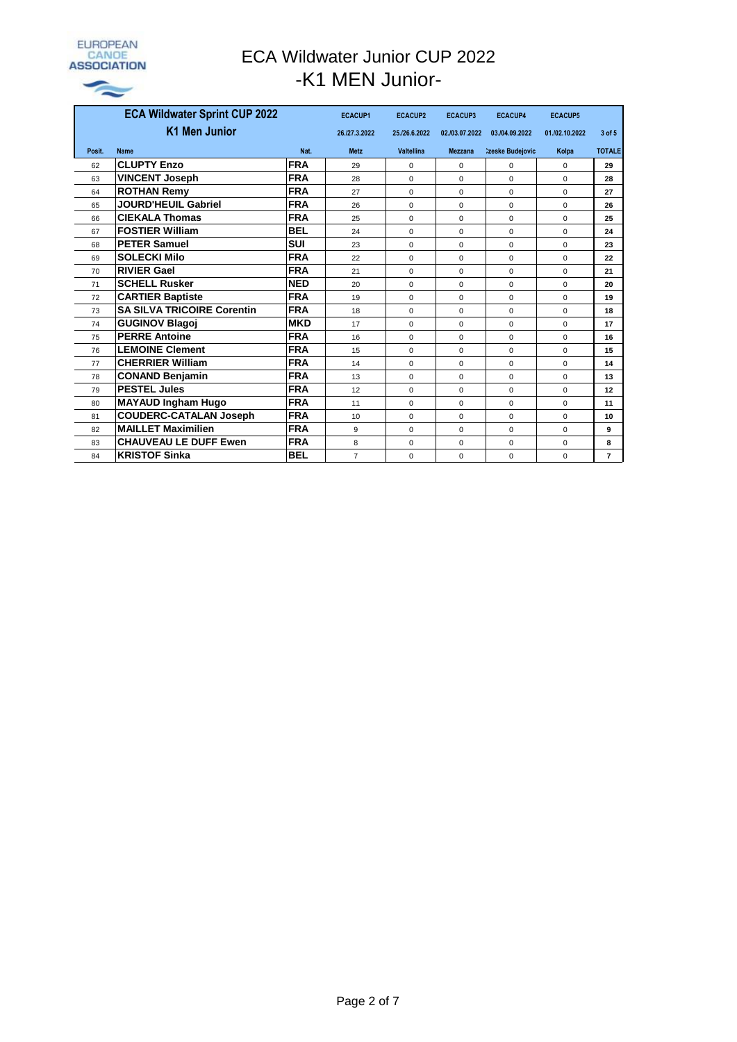# ECA Wildwater Junior CUP 2022

## -K1 MEN Junior-

| ECA Wildwater Sprint CUP 2022 | | | ECACUP1 | ECACUP2 | ECACUP3 | ECACUP4 | ECACUP5 | |
|---|---|---|---|---|---|---|---|---|
| K1 Men Junior | | | 26./27.3.2022 | 25./26.6.2022 | 02./03.07.2022 | 03./04.09.2022 | 01./02.10.2022 | 3 of 5 |
| Posit. | Name | Nat. | Metz | Valtellina | Mezzana | :zeske Budejovic | Kolpa | TOTALE |
| 62 | CLUPTY Enzo | FRA | 29 | 0 | 0 | 0 | 0 | 29 |
| 63 | VINCENT Joseph | FRA | 28 | 0 | 0 | 0 | 0 | 28 |
| 64 | ROTHAN Remy | FRA | 27 | 0 | 0 | 0 | 0 | 27 |
| 65 | JOURD'HEUIL Gabriel | FRA | 26 | 0 | 0 | 0 | 0 | 26 |
| 66 | CIEKALA Thomas | FRA | 25 | 0 | 0 | 0 | 0 | 25 |
| 67 | FOSTIER William | BEL | 24 | 0 | 0 | 0 | 0 | 24 |
| 68 | PETER Samuel | SUI | 23 | 0 | 0 | 0 | 0 | 23 |
| 69 | SOLECKI Milo | FRA | 22 | 0 | 0 | 0 | 0 | 22 |
| 70 | RIVIER Gael | FRA | 21 | 0 | 0 | 0 | 0 | 21 |
| 71 | SCHELL Rusker | NED | 20 | 0 | 0 | 0 | 0 | 20 |
| 72 | CARTIER Baptiste | FRA | 19 | 0 | 0 | 0 | 0 | 19 |
| 73 | SA SILVA TRICOIRE Corentin | FRA | 18 | 0 | 0 | 0 | 0 | 18 |
| 74 | GUGINOV Blagoj | MKD | 17 | 0 | 0 | 0 | 0 | 17 |
| 75 | PERRE Antoine | FRA | 16 | 0 | 0 | 0 | 0 | 16 |
| 76 | LEMOINE Clement | FRA | 15 | 0 | 0 | 0 | 0 | 15 |
| 77 | CHERRIER William | FRA | 14 | 0 | 0 | 0 | 0 | 14 |
| 78 | CONAND Benjamin | FRA | 13 | 0 | 0 | 0 | 0 | 13 |
| 79 | PESTEL Jules | FRA | 12 | 0 | 0 | 0 | 0 | 12 |
| 80 | MAYAUD Ingham Hugo | FRA | 11 | 0 | 0 | 0 | 0 | 11 |
| 81 | COUDERC-CATALAN Joseph | FRA | 10 | 0 | 0 | 0 | 0 | 10 |
| 82 | MAILLET Maximilien | FRA | 9 | 0 | 0 | 0 | 0 | 9 |
| 83 | CHAUVEAU LE DUFF Ewen | FRA | 8 | 0 | 0 | 0 | 0 | 8 |
| 84 | KRISTOF Sinka | BEL | 7 | 0 | 0 | 0 | 0 | 7 |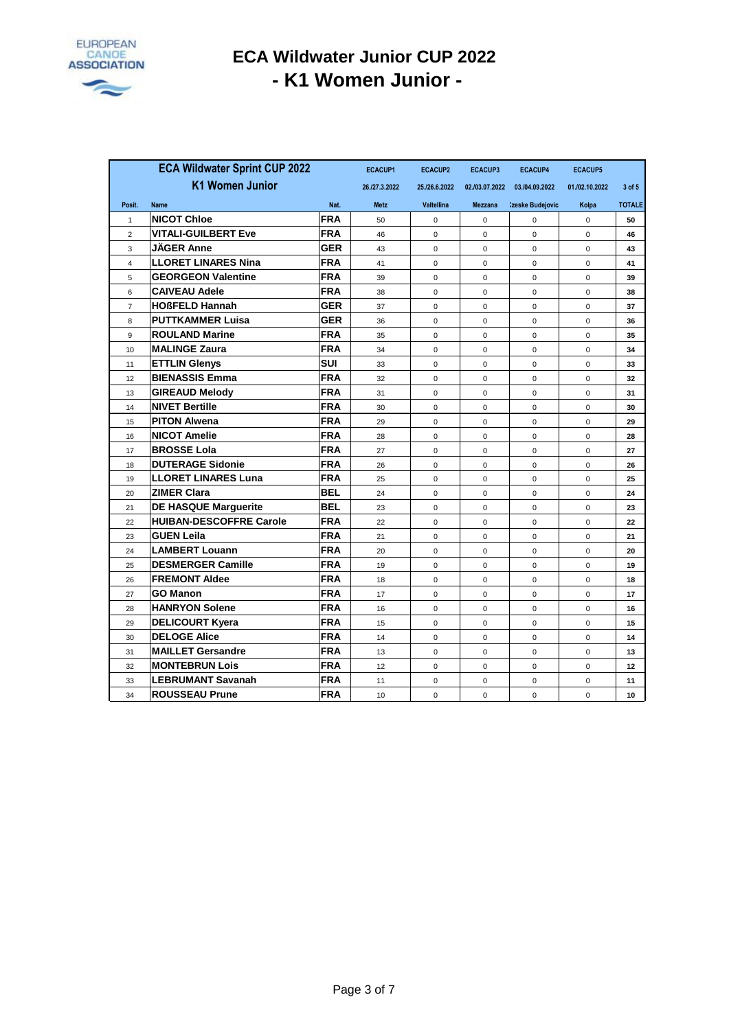# ECA Wildwater Junior CUP 2022
## - K1 Women Junior -

| ECA Wildwater Sprint CUP 2022 | | | ECACUP1 | ECACUP2 | ECACUP3 | ECACUP4 | ECACUP5 | |
|---|---|---|---|---|---|---|---|---|
| K1 Women Junior | | | 26./27.3.2022 | 25./26.6.2022 | 02./03.07.2022 | 03./04.09.2022 | 01./02.10.2022 | 3 of 5 |
| Posit. | Name | Nat. | Metz | Valtellina | Mezzana | České Budejovic | Kolpa | TOTALE |
| 1 | NICOT Chloe | FRA | 50 | 0 | 0 | 0 | 0 | 50 |
| 2 | VITALI-GUILBERT Eve | FRA | 46 | 0 | 0 | 0 | 0 | 46 |
| 3 | JÄGER Anne | GER | 43 | 0 | 0 | 0 | 0 | 43 |
| 4 | LLORET LINARES Nina | FRA | 41 | 0 | 0 | 0 | 0 | 41 |
| 5 | GEORGEON Valentine | FRA | 39 | 0 | 0 | 0 | 0 | 39 |
| 6 | CAIVEAU Adele | FRA | 38 | 0 | 0 | 0 | 0 | 38 |
| 7 | HOßFELD Hannah | GER | 37 | 0 | 0 | 0 | 0 | 37 |
| 8 | PUTTKAMMER Luisa | GER | 36 | 0 | 0 | 0 | 0 | 36 |
| 9 | ROULAND Marine | FRA | 35 | 0 | 0 | 0 | 0 | 35 |
| 10 | MALINGE Zaura | FRA | 34 | 0 | 0 | 0 | 0 | 34 |
| 11 | ETTLIN Glenys | SUI | 33 | 0 | 0 | 0 | 0 | 33 |
| 12 | BIENASSIS Emma | FRA | 32 | 0 | 0 | 0 | 0 | 32 |
| 13 | GIREAUD Melody | FRA | 31 | 0 | 0 | 0 | 0 | 31 |
| 14 | NIVET Bertille | FRA | 30 | 0 | 0 | 0 | 0 | 30 |
| 15 | PITON Alwena | FRA | 29 | 0 | 0 | 0 | 0 | 29 |
| 16 | NICOT Amelie | FRA | 28 | 0 | 0 | 0 | 0 | 28 |
| 17 | BROSSE Lola | FRA | 27 | 0 | 0 | 0 | 0 | 27 |
| 18 | DUTERAGE Sidonie | FRA | 26 | 0 | 0 | 0 | 0 | 26 |
| 19 | LLORET LINARES Luna | FRA | 25 | 0 | 0 | 0 | 0 | 25 |
| 20 | ZIMER Clara | BEL | 24 | 0 | 0 | 0 | 0 | 24 |
| 21 | DE HASQUE Marguerite | BEL | 23 | 0 | 0 | 0 | 0 | 23 |
| 22 | HUIBAN-DESCOFFRE Carole | FRA | 22 | 0 | 0 | 0 | 0 | 22 |
| 23 | GUEN Leila | FRA | 21 | 0 | 0 | 0 | 0 | 21 |
| 24 | LAMBERT Louann | FRA | 20 | 0 | 0 | 0 | 0 | 20 |
| 25 | DESMERGER Camille | FRA | 19 | 0 | 0 | 0 | 0 | 19 |
| 26 | FREMONT Aldee | FRA | 18 | 0 | 0 | 0 | 0 | 18 |
| 27 | GO Manon | FRA | 17 | 0 | 0 | 0 | 0 | 17 |
| 28 | HANRYON Solene | FRA | 16 | 0 | 0 | 0 | 0 | 16 |
| 29 | DELICOURT Kyera | FRA | 15 | 0 | 0 | 0 | 0 | 15 |
| 30 | DELOGE Alice | FRA | 14 | 0 | 0 | 0 | 0 | 14 |
| 31 | MAILLET Gersandre | FRA | 13 | 0 | 0 | 0 | 0 | 13 |
| 32 | MONTEBRUN Lois | FRA | 12 | 0 | 0 | 0 | 0 | 12 |
| 33 | LEBRUMANT Savanah | FRA | 11 | 0 | 0 | 0 | 0 | 11 |
| 34 | ROUSSEAU Prune | FRA | 10 | 0 | 0 | 0 | 0 | 10 |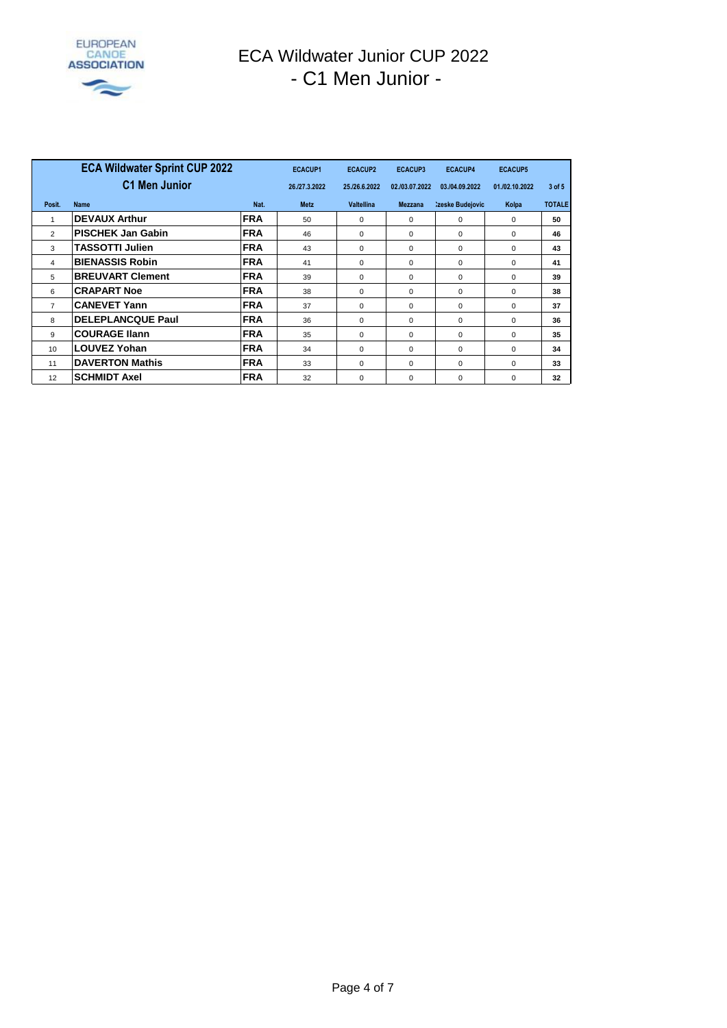EUROPEAN CANOE ASSOCIATION

# ECA Wildwater Junior CUP 2022
## - C1 Men Junior -

| ECA Wildwater Sprint CUP 2022 C1 Men Junior | | | ECACUP1 26./27.3.2022 | ECACUP2 25./26.6.2022 | ECACUP3 02./03.07.2022 | ECACUP4 03./04.09.2022 | ECACUP5 01./02.10.2022 | 3 of 5 |
|---|---|---|---|---|---|---|---|---|
| Posit. | Name | Nat. | Metz | Valtellina | Mezzana | :zeske Budejovic | Kolpa | TOTALE |
| 1 | DEVAUX Arthur | FRA | 50 | 0 | 0 | 0 | 0 | 50 |
| 2 | PISCHEK Jan Gabin | FRA | 46 | 0 | 0 | 0 | 0 | 46 |
| 3 | TASSOTTI Julien | FRA | 43 | 0 | 0 | 0 | 0 | 43 |
| 4 | BIENASSIS Robin | FRA | 41 | 0 | 0 | 0 | 0 | 41 |
| 5 | BREUVART Clement | FRA | 39 | 0 | 0 | 0 | 0 | 39 |
| 6 | CRAPART Noe | FRA | 38 | 0 | 0 | 0 | 0 | 38 |
| 7 | CANEVET Yann | FRA | 37 | 0 | 0 | 0 | 0 | 37 |
| 8 | DELEPLANCQUE Paul | FRA | 36 | 0 | 0 | 0 | 0 | 36 |
| 9 | COURAGE Ilann | FRA | 35 | 0 | 0 | 0 | 0 | 35 |
| 10 | LOUVEZ Yohan | FRA | 34 | 0 | 0 | 0 | 0 | 34 |
| 11 | DAVERTON Mathis | FRA | 33 | 0 | 0 | 0 | 0 | 33 |
| 12 | SCHMIDT Axel | FRA | 32 | 0 | 0 | 0 | 0 | 32 |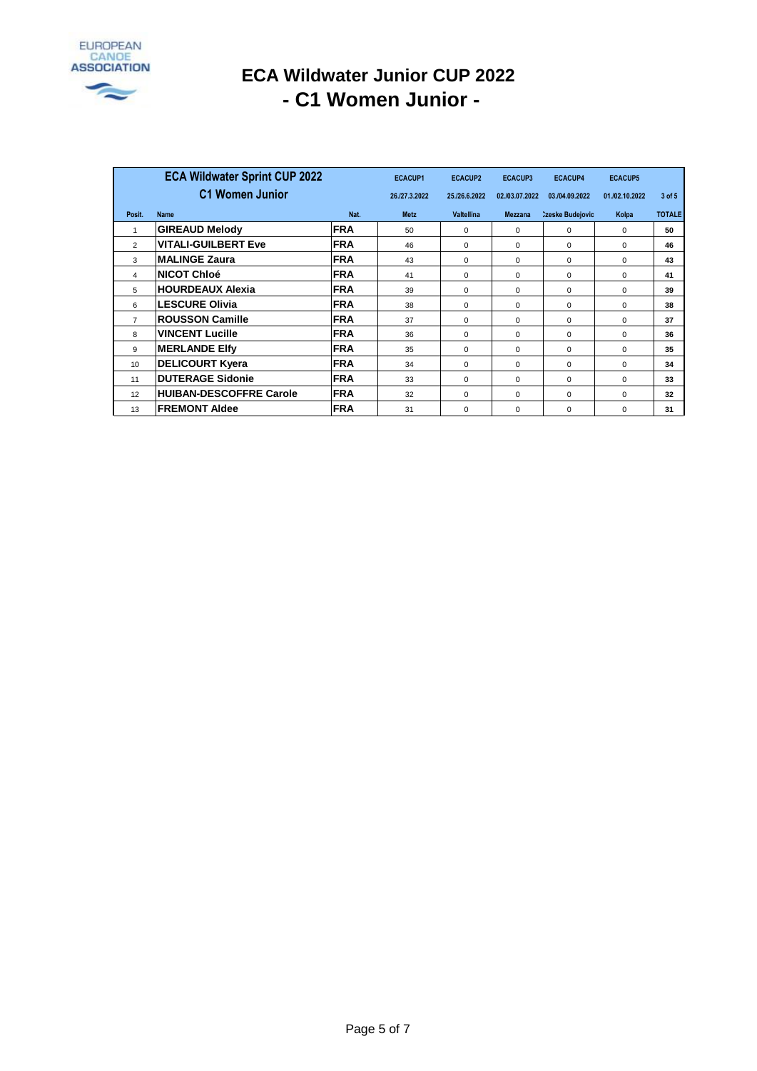# ECA Wildwater Junior CUP 2022

## - C1 Women Junior -

| ECA Wildwater Sprint CUP 2022 C1 Women Junior | | | ECACUP1 26./27.3.2022 | ECACUP2 25./26.6.2022 | ECACUP3 02./03.07.2022 | ECACUP4 03./04.09.2022 | ECACUP5 01./02.10.2022 | 3 of 5 |
|---|---|---|---|---|---|---|---|---|
| Posit. | Name | Nat. | Metz | Valtellina | Mezzana | Ceske Budejovic | Kolpa | TOTALE |
| 1 | **GIREAUD Melody** | **FRA** | 50 | 0 | 0 | 0 | 0 | **50** |
| 2 | **VITALI-GUILBERT Eve** | **FRA** | 46 | 0 | 0 | 0 | 0 | **46** |
| 3 | **MALINGE Zaura** | **FRA** | 43 | 0 | 0 | 0 | 0 | **43** |
| 4 | **NICOT Chloé** | **FRA** | 41 | 0 | 0 | 0 | 0 | **41** |
| 5 | **HOURDEAUX Alexia** | **FRA** | 39 | 0 | 0 | 0 | 0 | **39** |
| 6 | **LESCURE Olivia** | **FRA** | 38 | 0 | 0 | 0 | 0 | **38** |
| 7 | **ROUSSON Camille** | **FRA** | 37 | 0 | 0 | 0 | 0 | **37** |
| 8 | **VINCENT Lucille** | **FRA** | 36 | 0 | 0 | 0 | 0 | **36** |
| 9 | **MERLANDE Elfy** | **FRA** | 35 | 0 | 0 | 0 | 0 | **35** |
| 10 | **DELICOURT Kyera** | **FRA** | 34 | 0 | 0 | 0 | 0 | **34** |
| 11 | **DUTERAGE Sidonie** | **FRA** | 33 | 0 | 0 | 0 | 0 | **33** |
| 12 | **HUIBAN-DESCOFFRE Carole** | **FRA** | 32 | 0 | 0 | 0 | 0 | **32** |
| 13 | **FREMONT Aldee** | **FRA** | 31 | 0 | 0 | 0 | 0 | **31** |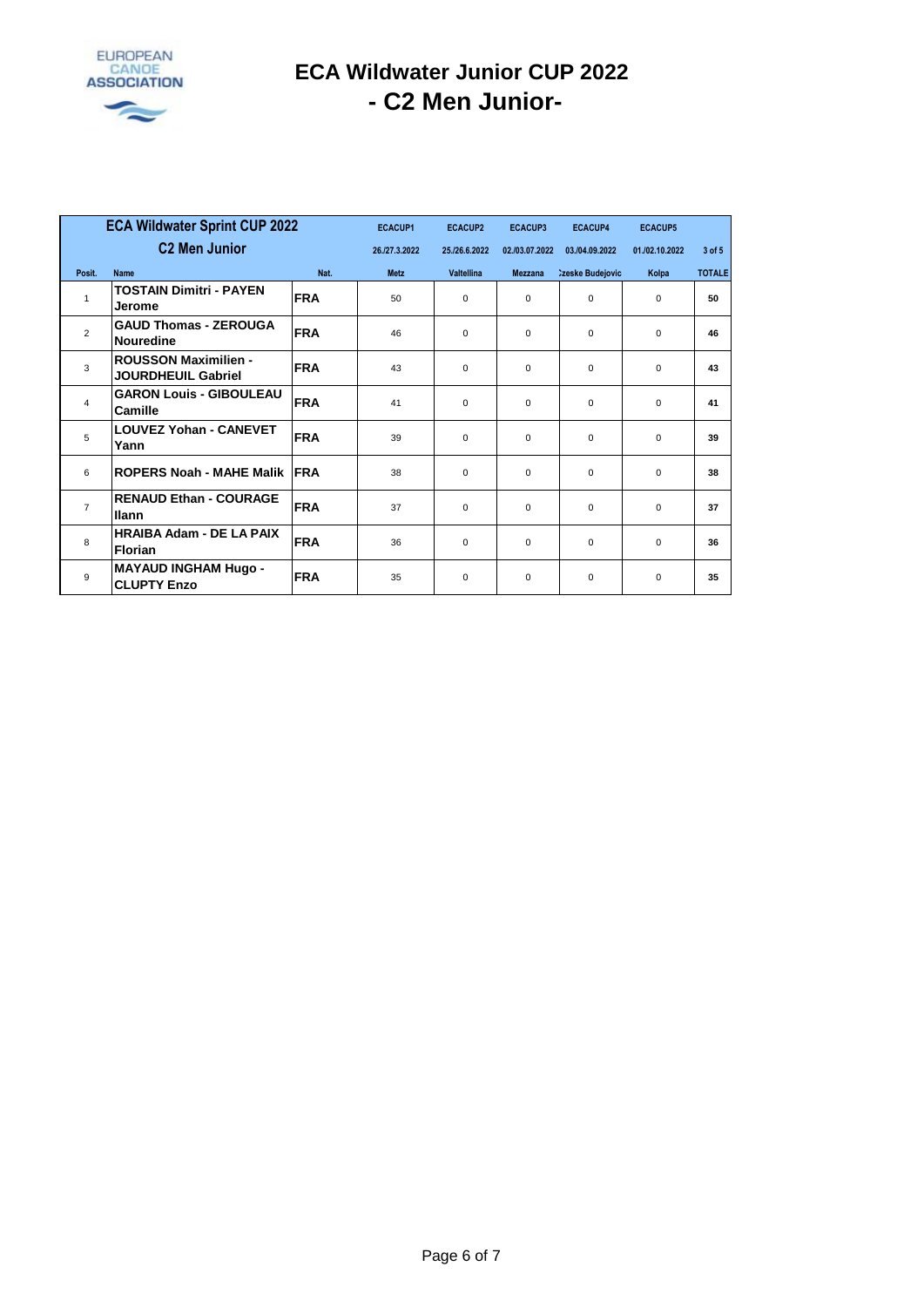# ECA Wildwater Junior CUP 2022
## - C2 Men Junior-

| ECA Wildwater Sprint CUP 2022 | | | ECACUP1 | ECACUP2 | ECACUP3 | ECACUP4 | ECACUP5 | |
|---|---|---|---|---|---|---|---|---|
| C2 Men Junior | | | 26./27.3.2022 | 25./26.6.2022 | 02./03.07.2022 | 03./04.09.2022 | 01./02.10.2022 | 3 of 5 |
| Posit. | Name | Nat. | Metz | Valtellina | Mezzana | Czeske Budejovic | Kolpa | TOTALE |
| 1 | TOSTAIN Dimitri - PAYEN Jerome | FRA | 50 | 0 | 0 | 0 | 0 | 50 |
| 2 | GAUD Thomas - ZEROUGA Nouredine | FRA | 46 | 0 | 0 | 0 | 0 | 46 |
| 3 | ROUSSON Maximilien - JOURDHEUIL Gabriel | FRA | 43 | 0 | 0 | 0 | 0 | 43 |
| 4 | GARON Louis - GIBOULEAU Camille | FRA | 41 | 0 | 0 | 0 | 0 | 41 |
| 5 | LOUVEZ Yohan - CANEVET Yann | FRA | 39 | 0 | 0 | 0 | 0 | 39 |
| 6 | ROPERS Noah - MAHE Malik | FRA | 38 | 0 | 0 | 0 | 0 | 38 |
| 7 | RENAUD Ethan - COURAGE Ilann | FRA | 37 | 0 | 0 | 0 | 0 | 37 |
| 8 | HRAIBA Adam - DE LA PAIX Florian | FRA | 36 | 0 | 0 | 0 | 0 | 36 |
| 9 | MAYAUD INGHAM Hugo - CLUPTY Enzo | FRA | 35 | 0 | 0 | 0 | 0 | 35 |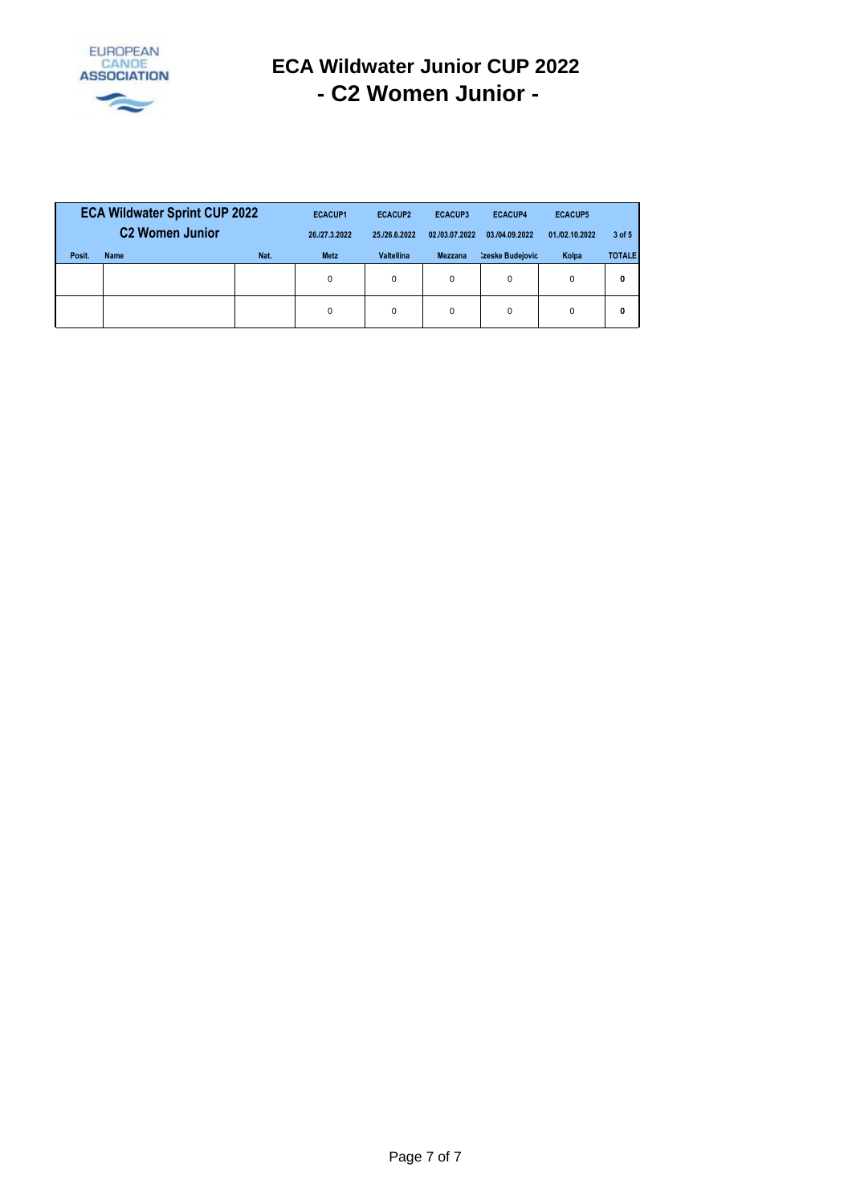# ECA Wildwater Junior CUP 2022

## - C2 Women Junior -

| ECA Wildwater Sprint CUP 2022 C2 Women Junior | | | ECACUP1 26./27.3.2022 | ECACUP2 25./26.6.2022 | ECACUP3 02./03.07.2022 | ECACUP4 03./04.09.2022 | ECACUP5 01./02.10.2022 | 3 of 5 |
|---|---|---|---|---|---|---|---|---|
| Posit. | Name | Nat. | Metz | Valtellina | Mezzana | :zeske Budejovic | Kolpa | TOTALE |
| | | | 0 | 0 | 0 | 0 | 0 | 0 |
| | | | 0 | 0 | 0 | 0 | 0 | 0 |